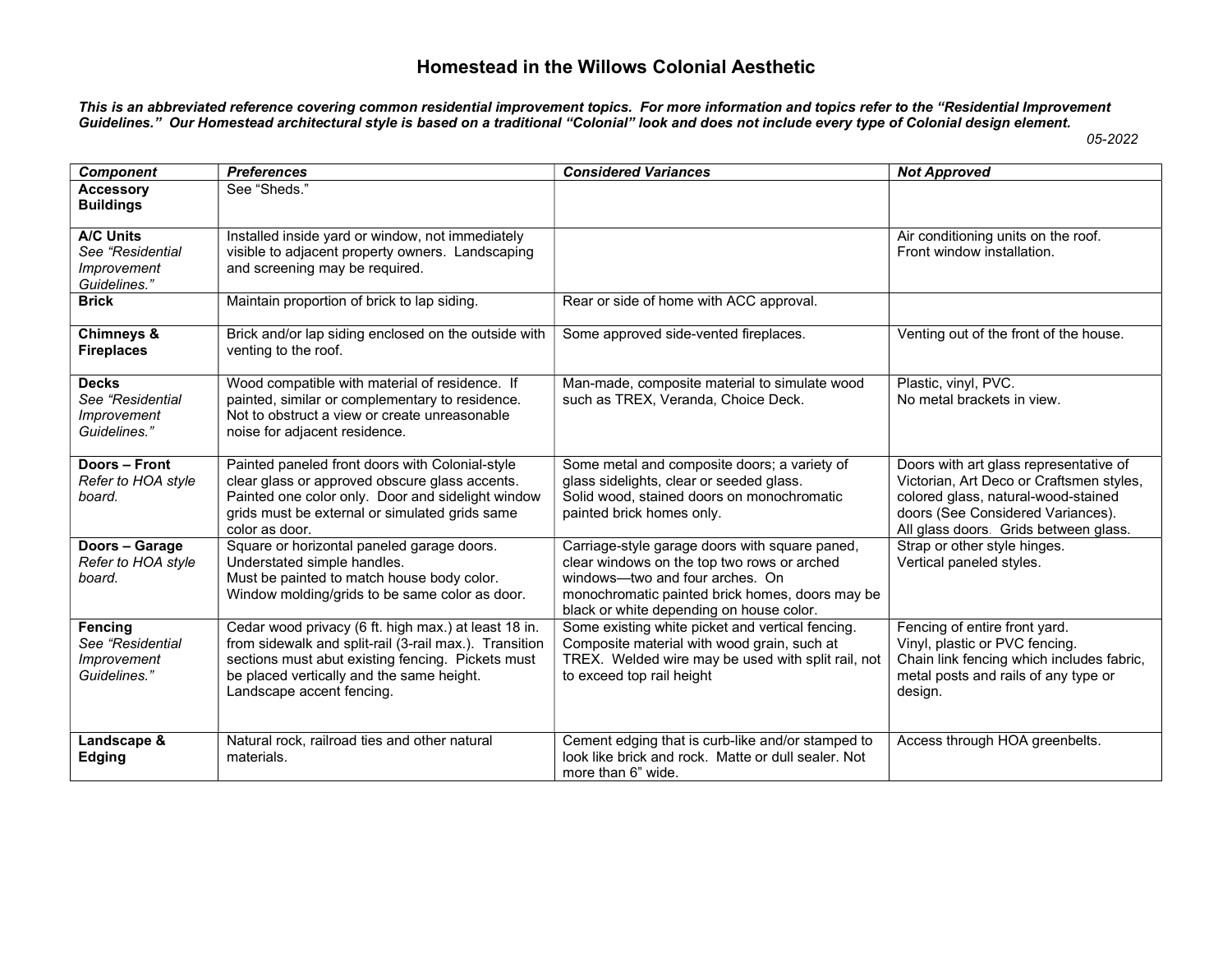# Homestead in the Willows Colonial Aesthetic

***This is an abbreviated reference covering common residential improvement topics. For more information and topics refer to the "Residential Improvement Guidelines." Our Homestead architectural style is based on a traditional "Colonial" look and does not include every type of Colonial design element.***

*05-2022*

| ***Component*** | ***Preferences*** | ***Considered Variances*** | ***Not Approved*** |
|---|---|---|---|
| **Accessory Buildings** | See "Sheds." | | |
| **A/C Units** *See "Residential Improvement Guidelines."* | Installed inside yard or window, not immediately visible to adjacent property owners. Landscaping and screening may be required. | | Air conditioning units on the roof. Front window installation. |
| **Brick** | Maintain proportion of brick to lap siding. | Rear or side of home with ACC approval. | |
| **Chimneys & Fireplaces** | Brick and/or lap siding enclosed on the outside with venting to the roof. | Some approved side-vented fireplaces. | Venting out of the front of the house. |
| **Decks** *See "Residential Improvement Guidelines."* | Wood compatible with material of residence. If painted, similar or complementary to residence. Not to obstruct a view or create unreasonable noise for adjacent residence. | Man-made, composite material to simulate wood such as TREX, Veranda, Choice Deck. | Plastic, vinyl, PVC. No metal brackets in view. |
| **Doors – Front** *Refer to HOA style board.* | Painted paneled front doors with Colonial-style clear glass or approved obscure glass accents. Painted one color only. Door and sidelight window grids must be external or simulated grids same color as door. | Some metal and composite doors; a variety of glass sidelights, clear or seeded glass. Solid wood, stained doors on monochromatic painted brick homes only. | Doors with art glass representative of Victorian, Art Deco or Craftsmen styles, colored glass, natural-wood-stained doors (See Considered Variances). All glass doors. Grids between glass. |
| **Doors – Garage** *Refer to HOA style board.* | Square or horizontal paneled garage doors. Understated simple handles. Must be painted to match house body color. Window molding/grids to be same color as door. | Carriage-style garage doors with square paned, clear windows on the top two rows or arched windows—two and four arches. On monochromatic painted brick homes, doors may be black or white depending on house color. | Strap or other style hinges. Vertical paneled styles. |
| **Fencing** *See "Residential Improvement Guidelines."* | Cedar wood privacy (6 ft. high max.) at least 18 in. from sidewalk and split-rail (3-rail max.). Transition sections must abut existing fencing. Pickets must be placed vertically and the same height. Landscape accent fencing. | Some existing white picket and vertical fencing. Composite material with wood grain, such at TREX. Welded wire may be used with split rail, not to exceed top rail height | Fencing of entire front yard. Vinyl, plastic or PVC fencing. Chain link fencing which includes fabric, metal posts and rails of any type or design. |
| **Landscape & Edging** | Natural rock, railroad ties and other natural materials. | Cement edging that is curb-like and/or stamped to look like brick and rock. Matte or dull sealer. Not more than 6" wide. | Access through HOA greenbelts. |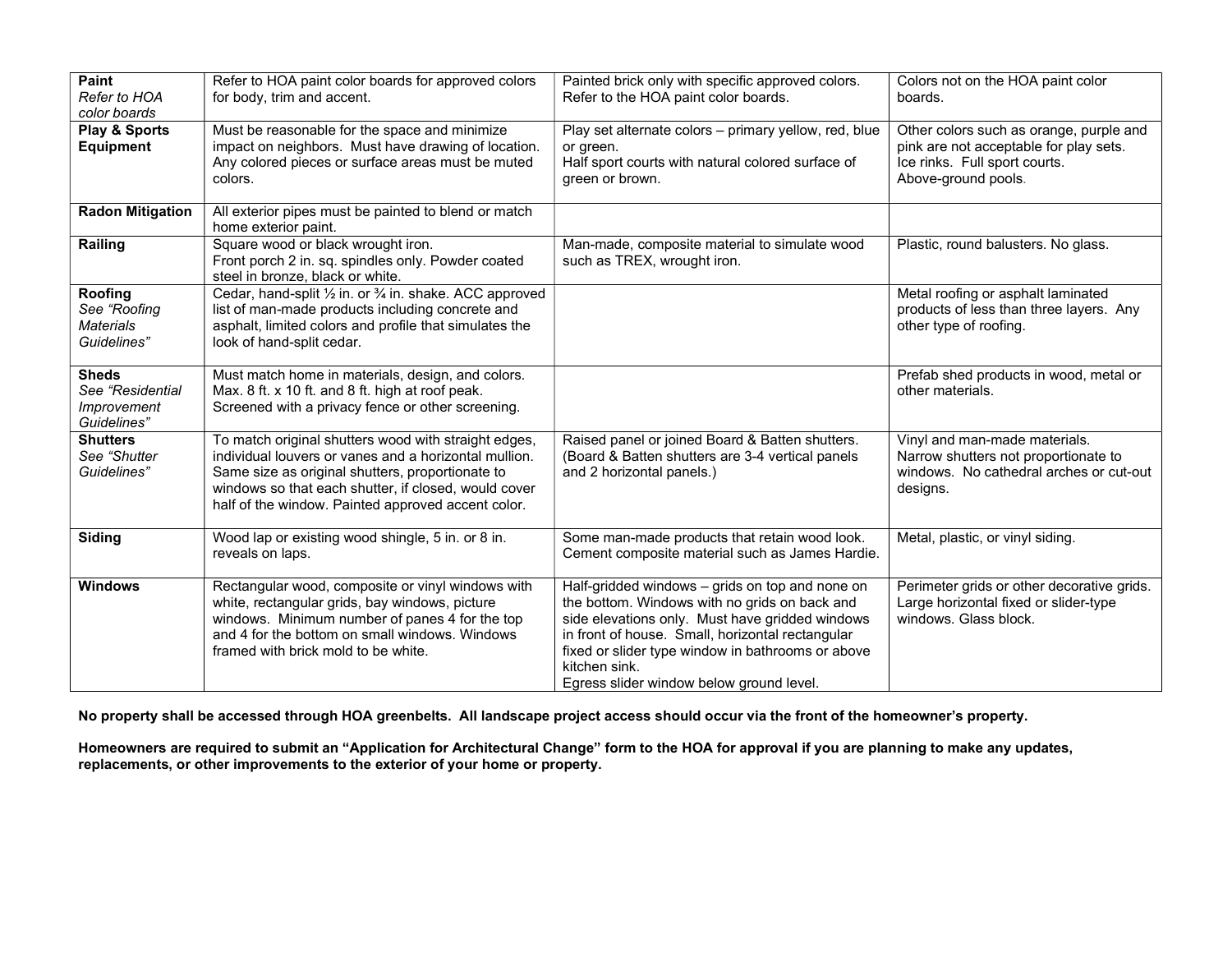| | | | |
|---|---|---|---|
| **Paint** *Refer to HOA color boards* | Refer to HOA paint color boards for approved colors for body, trim and accent. | Painted brick only with specific approved colors. Refer to the HOA paint color boards. | Colors not on the HOA paint color boards. |
| **Play & Sports Equipment** | Must be reasonable for the space and minimize impact on neighbors. Must have drawing of location. Any colored pieces or surface areas must be muted colors. | Play set alternate colors – primary yellow, red, blue or green. Half sport courts with natural colored surface of green or brown. | Other colors such as orange, purple and pink are not acceptable for play sets. Ice rinks. Full sport courts. Above-ground pools. |
| **Radon Mitigation** | All exterior pipes must be painted to blend or match home exterior paint. | | |
| **Railing** | Square wood or black wrought iron. Front porch 2 in. sq. spindles only. Powder coated steel in bronze, black or white. | Man-made, composite material to simulate wood such as TREX, wrought iron. | Plastic, round balusters. No glass. |
| **Roofing** *See "Roofing Materials Guidelines"* | Cedar, hand-split ½ in. or ¾ in. shake. ACC approved list of man-made products including concrete and asphalt, limited colors and profile that simulates the look of hand-split cedar. | | Metal roofing or asphalt laminated products of less than three layers. Any other type of roofing. |
| **Sheds** *See "Residential Improvement Guidelines"* | Must match home in materials, design, and colors. Max. 8 ft. x 10 ft. and 8 ft. high at roof peak. Screened with a privacy fence or other screening. | | Prefab shed products in wood, metal or other materials. |
| **Shutters** *See "Shutter Guidelines"* | To match original shutters wood with straight edges, individual louvers or vanes and a horizontal mullion. Same size as original shutters, proportionate to windows so that each shutter, if closed, would cover half of the window. Painted approved accent color. | Raised panel or joined Board & Batten shutters. (Board & Batten shutters are 3-4 vertical panels and 2 horizontal panels.) | Vinyl and man-made materials. Narrow shutters not proportionate to windows. No cathedral arches or cut-out designs. |
| **Siding** | Wood lap or existing wood shingle, 5 in. or 8 in. reveals on laps. | Some man-made products that retain wood look. Cement composite material such as James Hardie. | Metal, plastic, or vinyl siding. |
| **Windows** | Rectangular wood, composite or vinyl windows with white, rectangular grids, bay windows, picture windows. Minimum number of panes 4 for the top and 4 for the bottom on small windows. Windows framed with brick mold to be white. | Half-gridded windows – grids on top and none on the bottom. Windows with no grids on back and side elevations only. Must have gridded windows in front of house. Small, horizontal rectangular fixed or slider type window in bathrooms or above kitchen sink. Egress slider window below ground level. | Perimeter grids or other decorative grids. Large horizontal fixed or slider-type windows. Glass block. |

**No property shall be accessed through HOA greenbelts. All landscape project access should occur via the front of the homeowner's property.**

**Homeowners are required to submit an "Application for Architectural Change" form to the HOA for approval if you are planning to make any updates, replacements, or other improvements to the exterior of your home or property.**